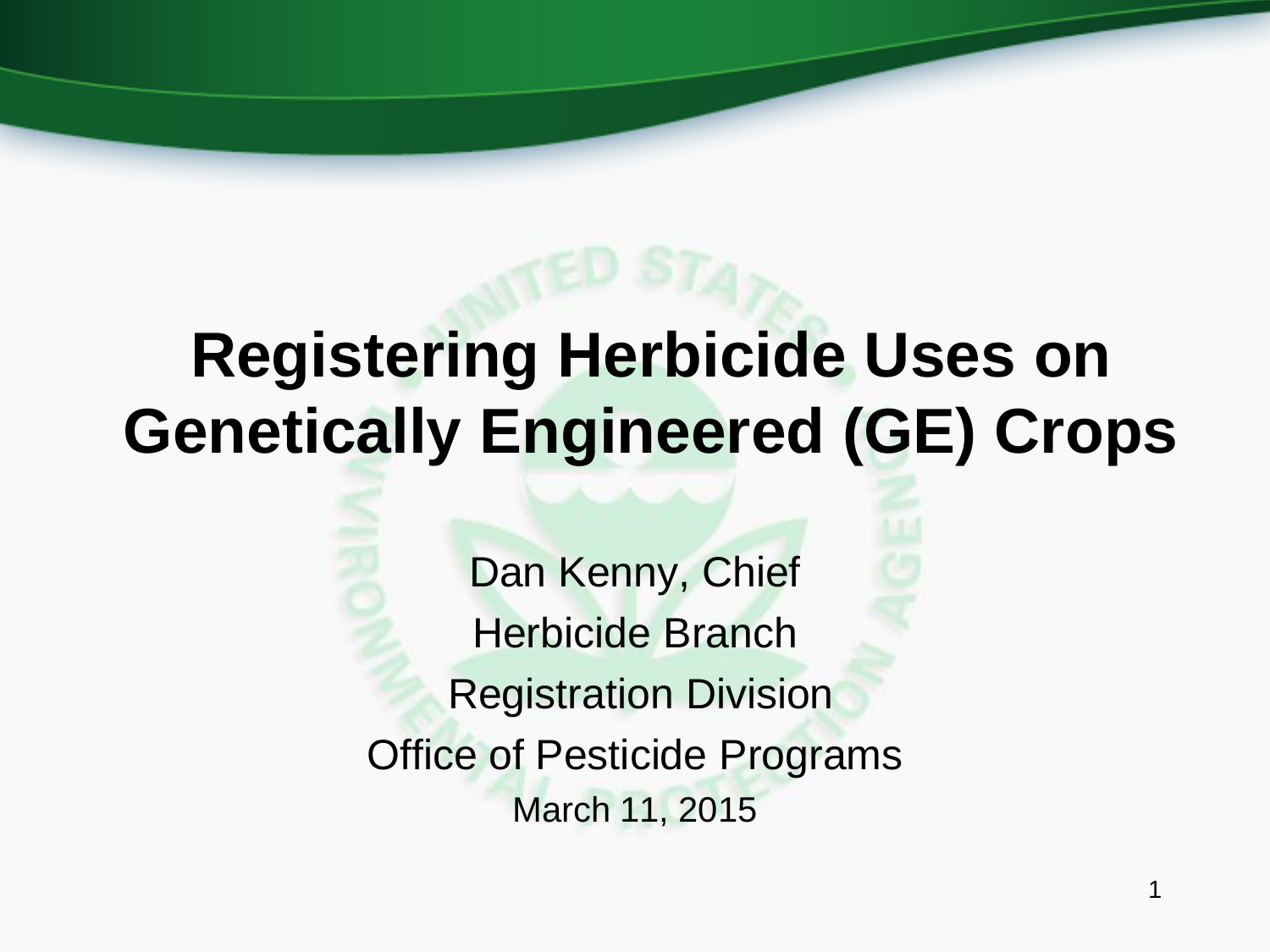# Registering Herbicide Uses on Genetically Engineered (GE) Crops

Dan Kenny, Chief

Herbicide Branch

Registration Division

Office of Pesticide Programs

March 11, 2015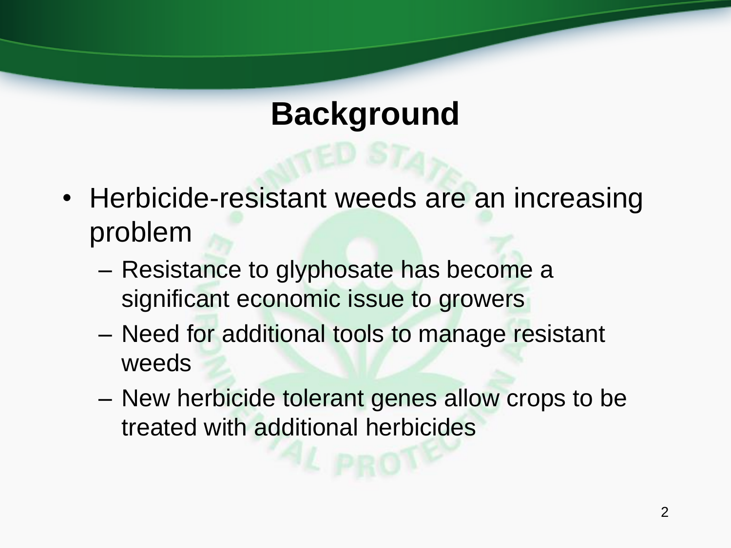# Background

- Herbicide-resistant weeds are an increasing problem
  - Resistance to glyphosate has become a significant economic issue to growers
  - Need for additional tools to manage resistant weeds
  - New herbicide tolerant genes allow crops to be treated with additional herbicides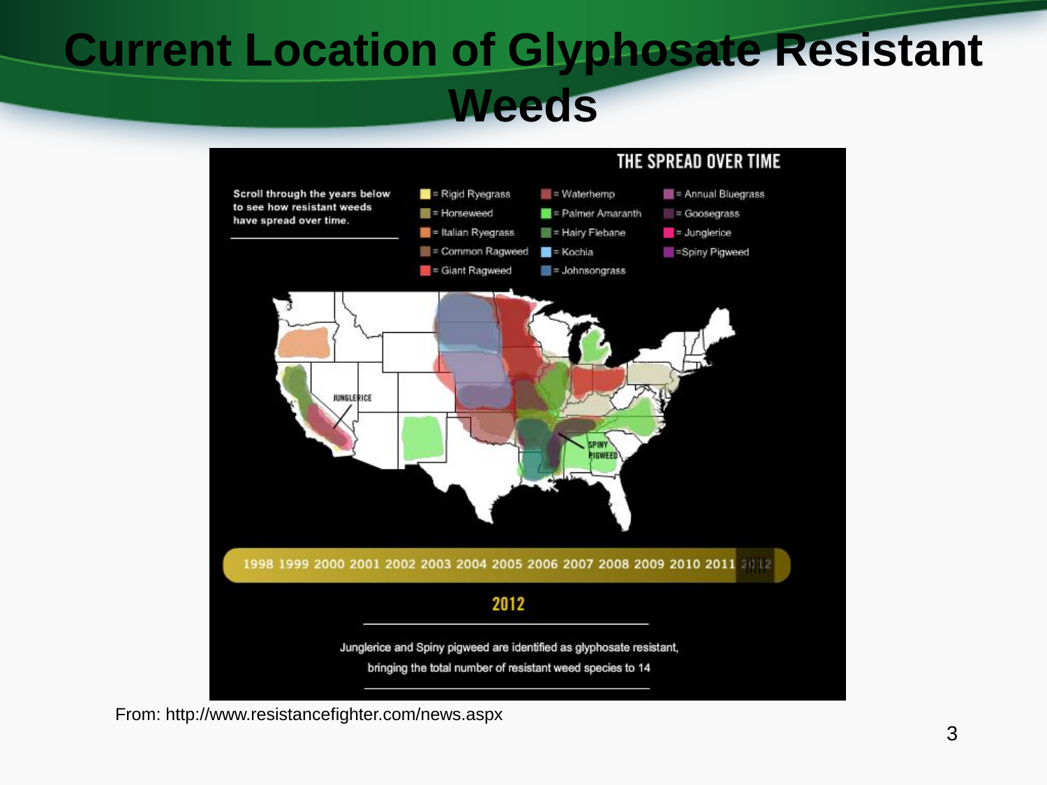# Current Location of Glyphosate Resistant Weeds

THE SPREAD OVER TIME

Scroll through the years below to see how resistant weeds have spread over time.

- = Rigid Ryegrass
- = Horseweed
- = Italian Ryegrass
- = Common Ragweed
- = Giant Ragweed
- = Waterhemp
- = Palmer Amaranth
- = Hairy Flebane
- = Kochia
- = Johnsongrass
- = Annual Bluegrass
- = Goosegrass
- = Junglerice
- =Spiny Pigweed

JUNGLERICE

SPINY PIGWEED

1998 1999 2000 2001 2002 2003 2004 2005 2006 2007 2008 2009 2010 2011 2012

2012

Junglerice and Spiny pigweed are identified as glyphosate resistant, bringing the total number of resistant weed species to 14

From: http://www.resistancefighter.com/news.aspx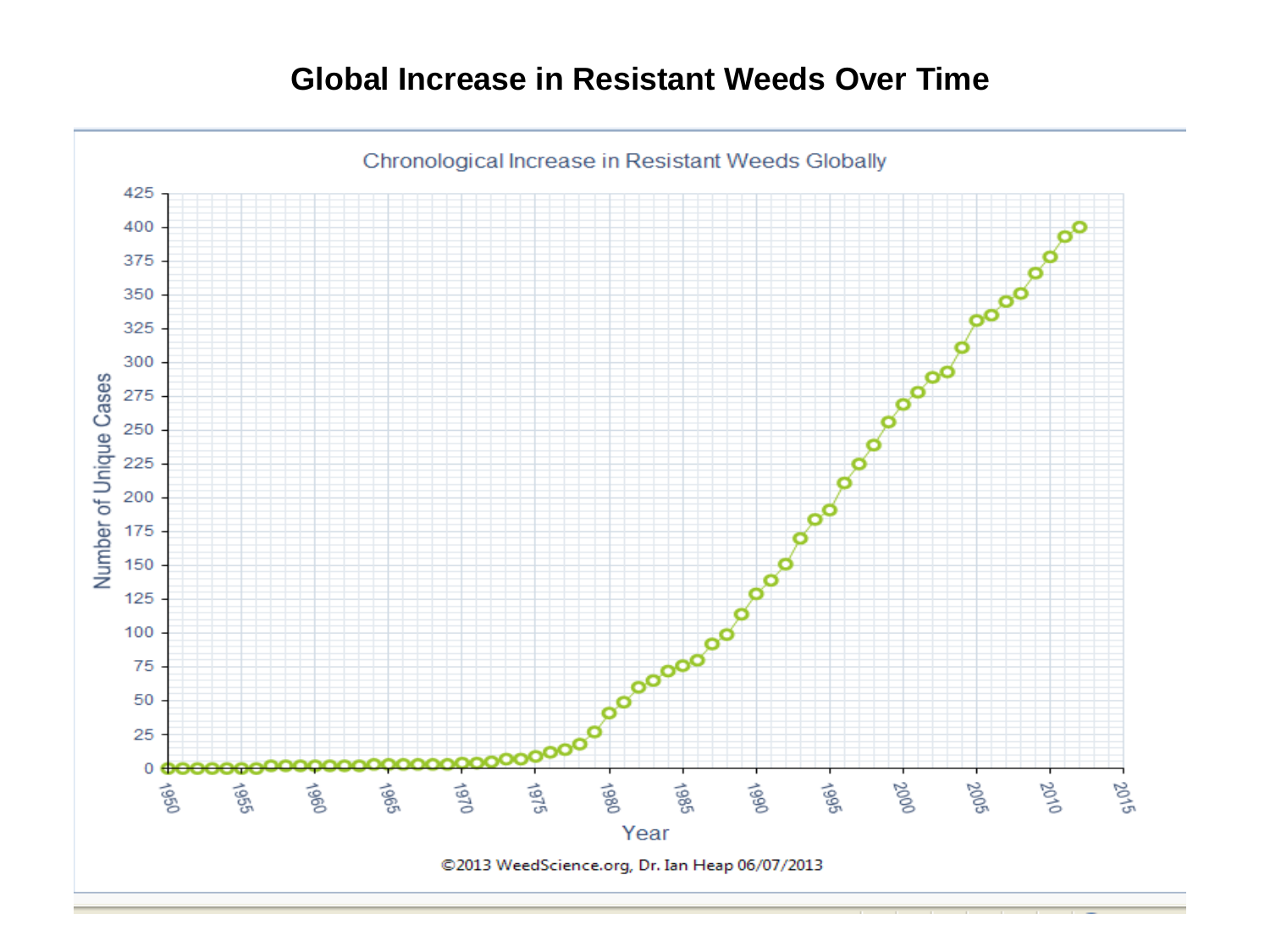# Global Increase in Resistant Weeds Over Time

Chronological Increase in Resistant Weeds Globally

Number of Unique Cases

Year

©2013 WeedScience.org, Dr. Ian Heap 06/07/2013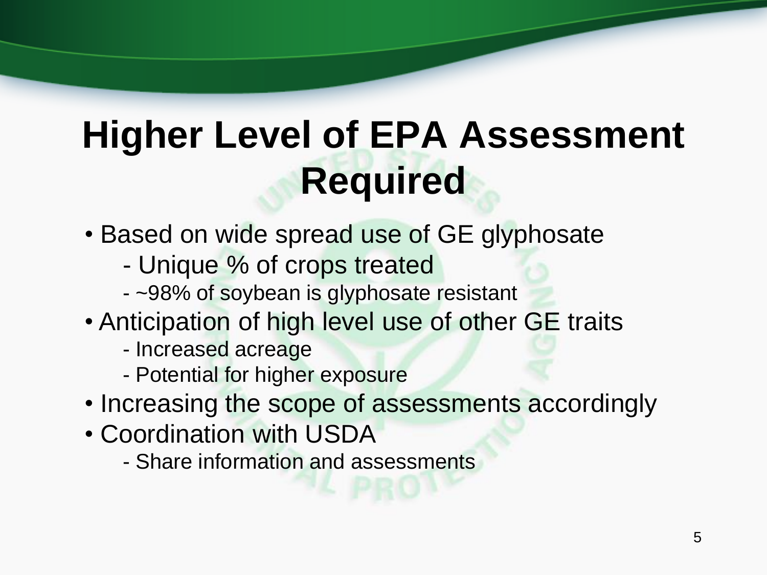# Higher Level of EPA Assessment Required

- Based on wide spread use of GE glyphosate
  - Unique % of crops treated
  - ~98% of soybean is glyphosate resistant
- Anticipation of high level use of other GE traits
  - Increased acreage
  - Potential for higher exposure
- Increasing the scope of assessments accordingly
- Coordination with USDA
  - Share information and assessments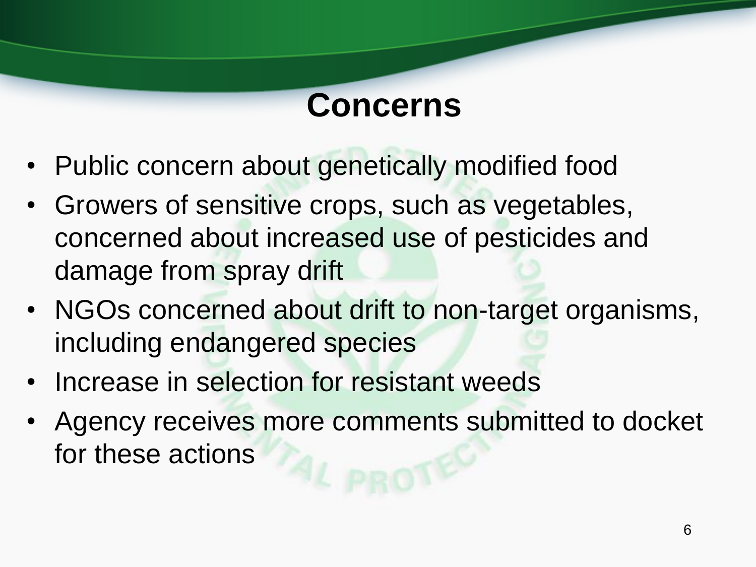# Concerns

- Public concern about genetically modified food
- Growers of sensitive crops, such as vegetables, concerned about increased use of pesticides and damage from spray drift
- NGOs concerned about drift to non-target organisms, including endangered species
- Increase in selection for resistant weeds
- Agency receives more comments submitted to docket for these actions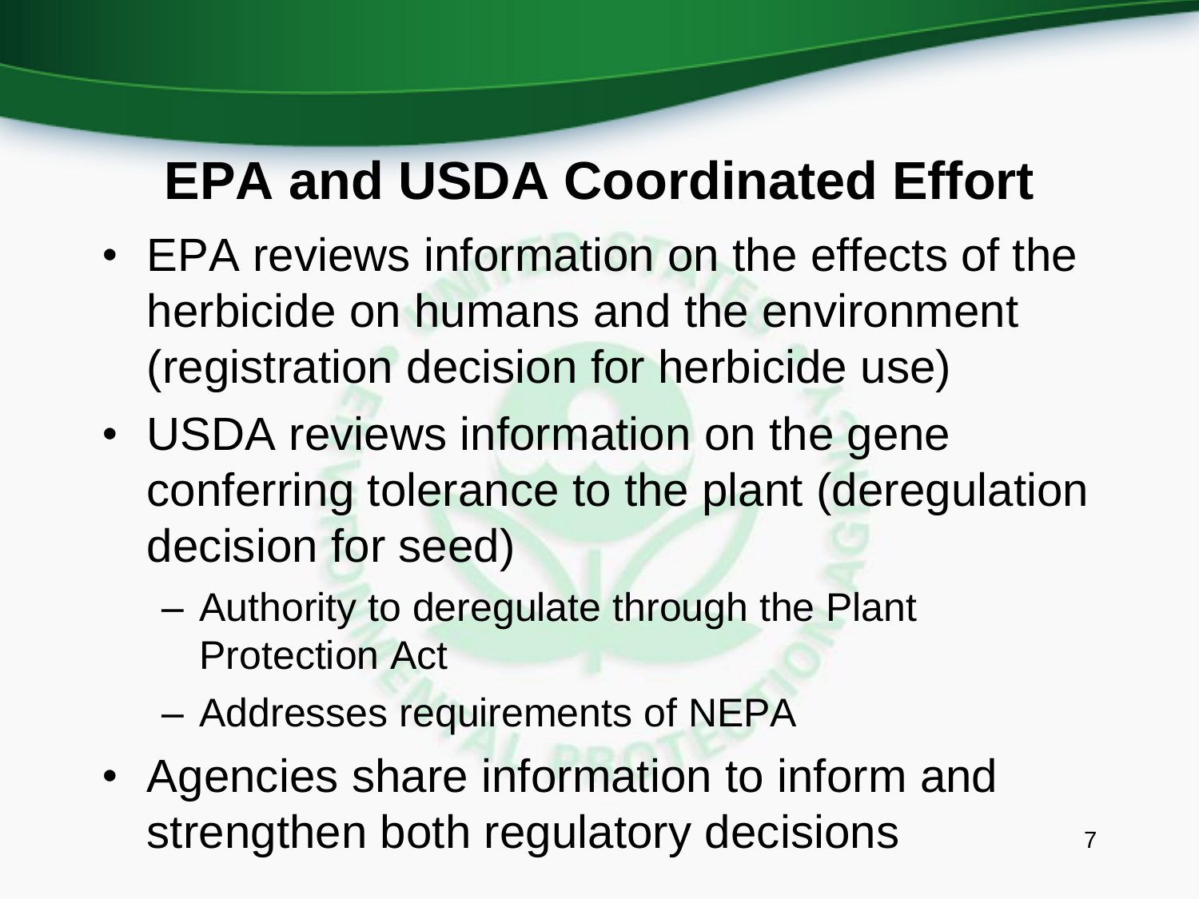# EPA and USDA Coordinated Effort

- EPA reviews information on the effects of the herbicide on humans and the environment (registration decision for herbicide use)
- USDA reviews information on the gene conferring tolerance to the plant (deregulation decision for seed)
  - Authority to deregulate through the Plant Protection Act
  - Addresses requirements of NEPA
- Agencies share information to inform and strengthen both regulatory decisions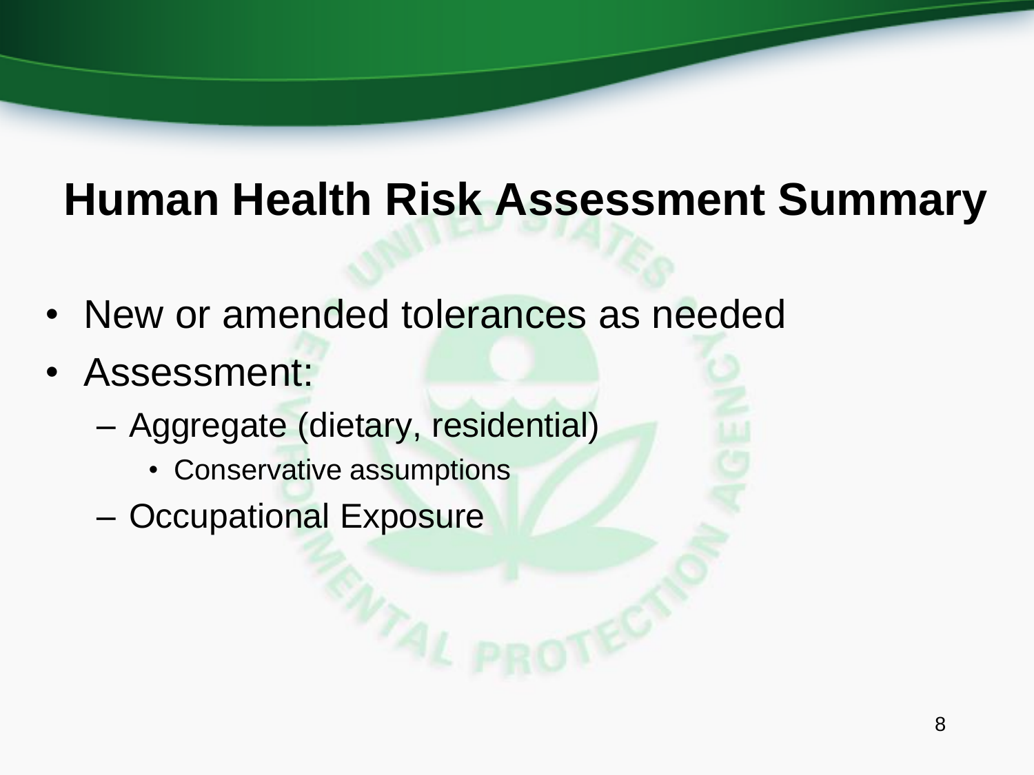# Human Health Risk Assessment Summary

- New or amended tolerances as needed
- Assessment:
  - Aggregate (dietary, residential)
    - Conservative assumptions
  - Occupational Exposure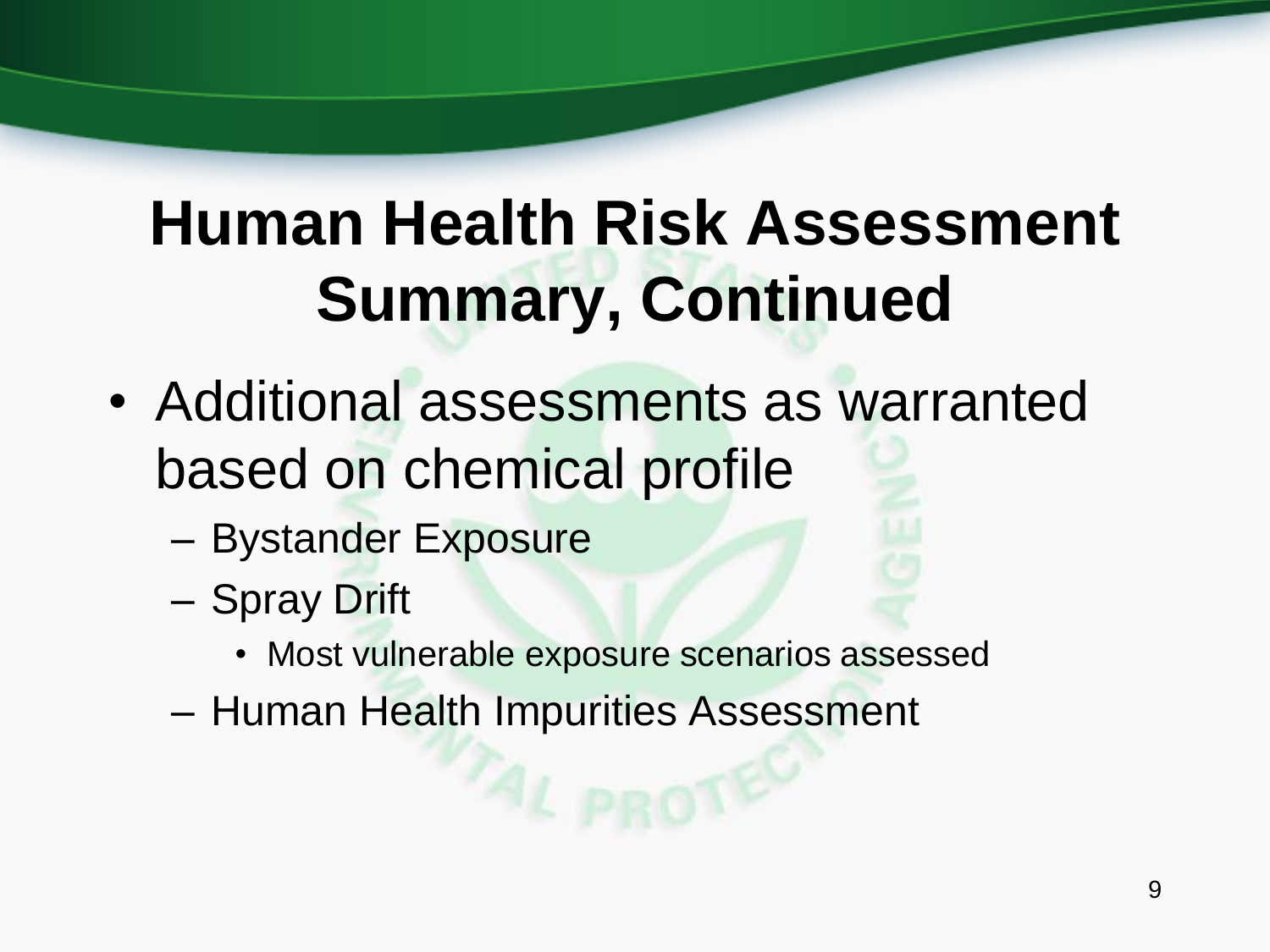# Human Health Risk Assessment Summary, Continued

- Additional assessments as warranted based on chemical profile
  - Bystander Exposure
  - Spray Drift
    - Most vulnerable exposure scenarios assessed
  - Human Health Impurities Assessment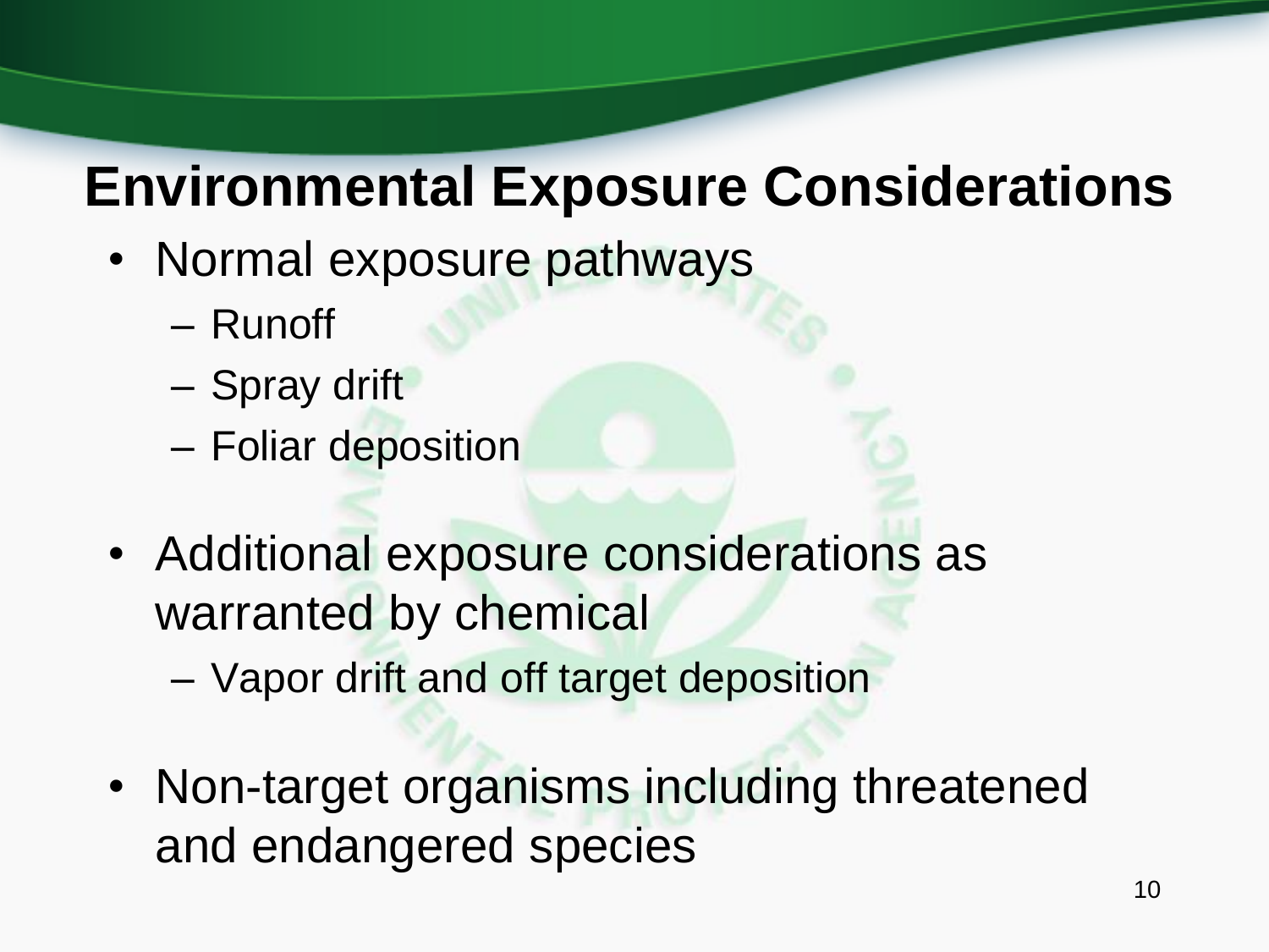# Environmental Exposure Considerations

- Normal exposure pathways
  - Runoff
  - Spray drift
  - Foliar deposition
- Additional exposure considerations as warranted by chemical
  - Vapor drift and off target deposition
- Non-target organisms including threatened and endangered species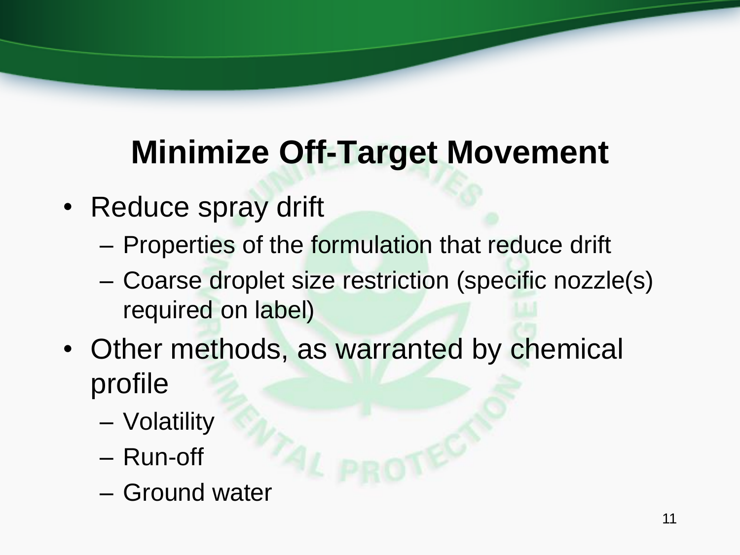# Minimize Off-Target Movement

- Reduce spray drift
  - Properties of the formulation that reduce drift
  - Coarse droplet size restriction (specific nozzle(s) required on label)
- Other methods, as warranted by chemical profile
  - Volatility
  - Run-off
  - Ground water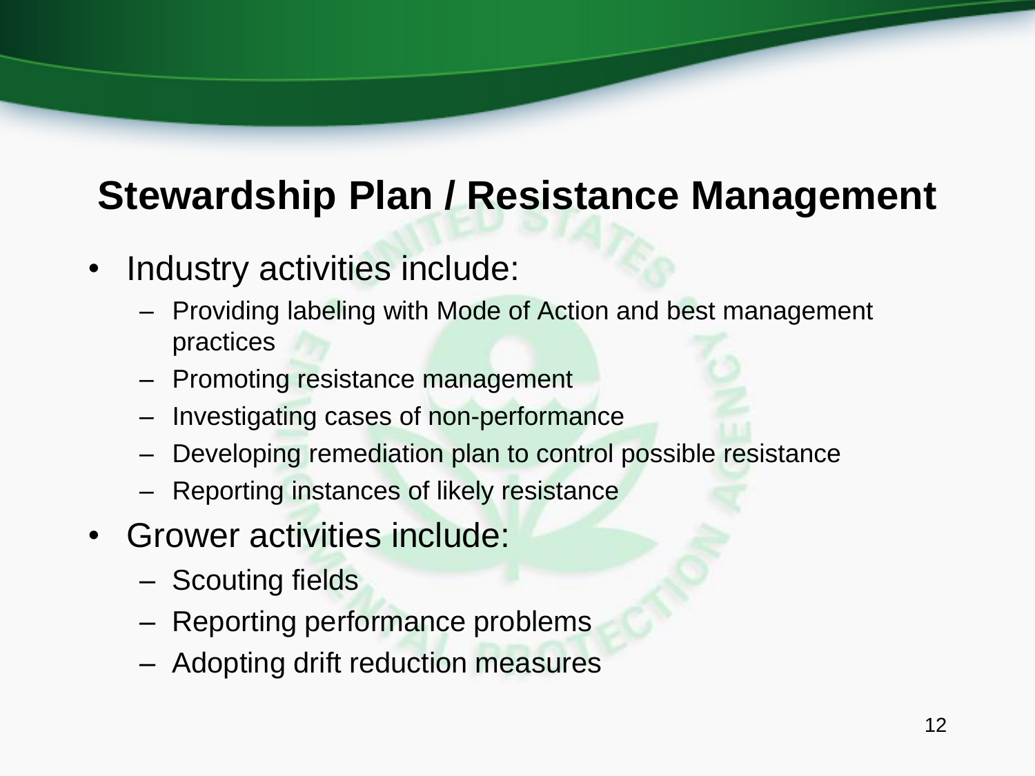# Stewardship Plan / Resistance Management

- Industry activities include:
  - Providing labeling with Mode of Action and best management practices
  - Promoting resistance management
  - Investigating cases of non-performance
  - Developing remediation plan to control possible resistance
  - Reporting instances of likely resistance
- Grower activities include:
  - Scouting fields
  - Reporting performance problems
  - Adopting drift reduction measures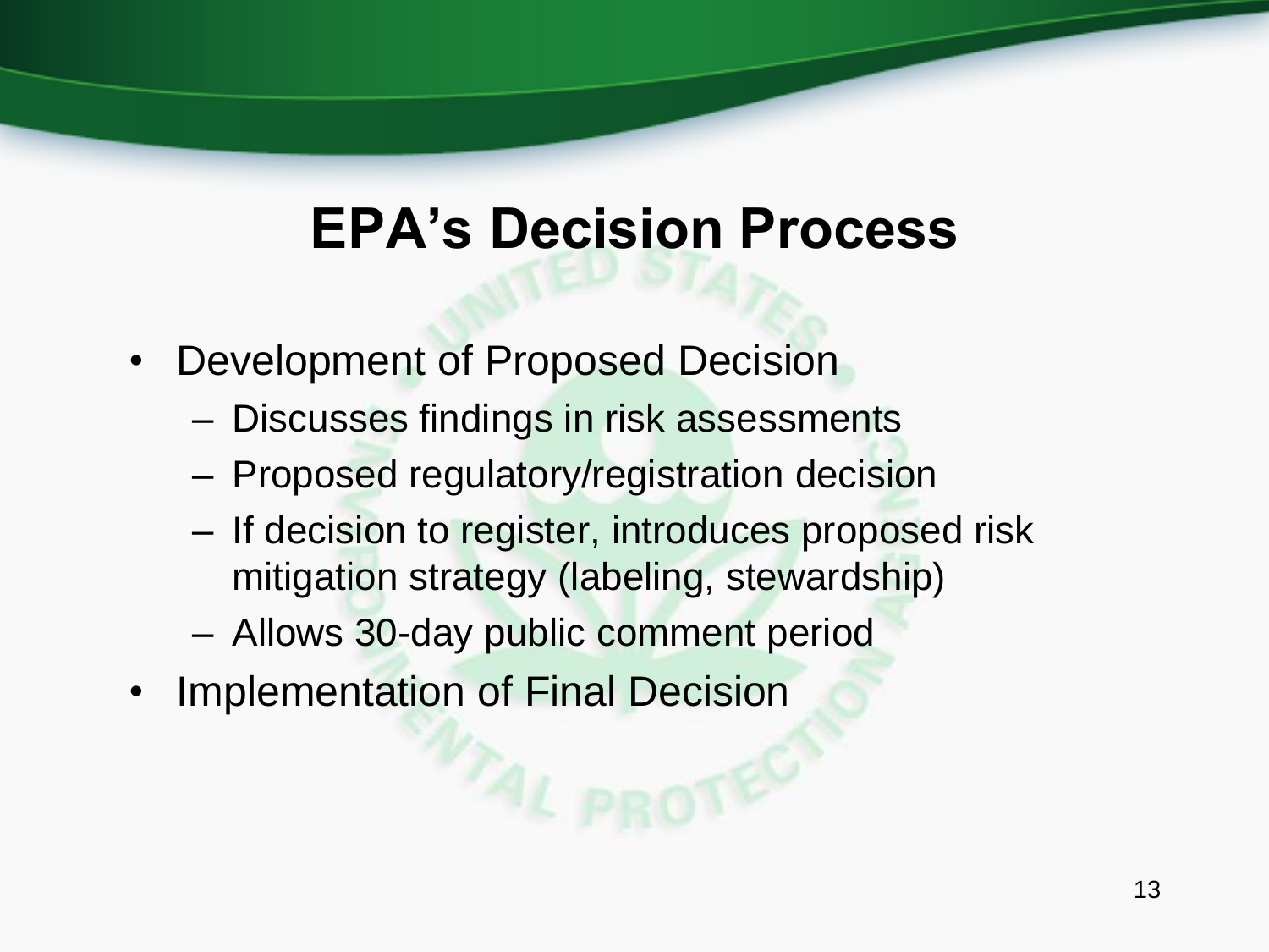# EPA's Decision Process

- Development of Proposed Decision
  - Discusses findings in risk assessments
  - Proposed regulatory/registration decision
  - If decision to register, introduces proposed risk mitigation strategy (labeling, stewardship)
  - Allows 30-day public comment period
- Implementation of Final Decision